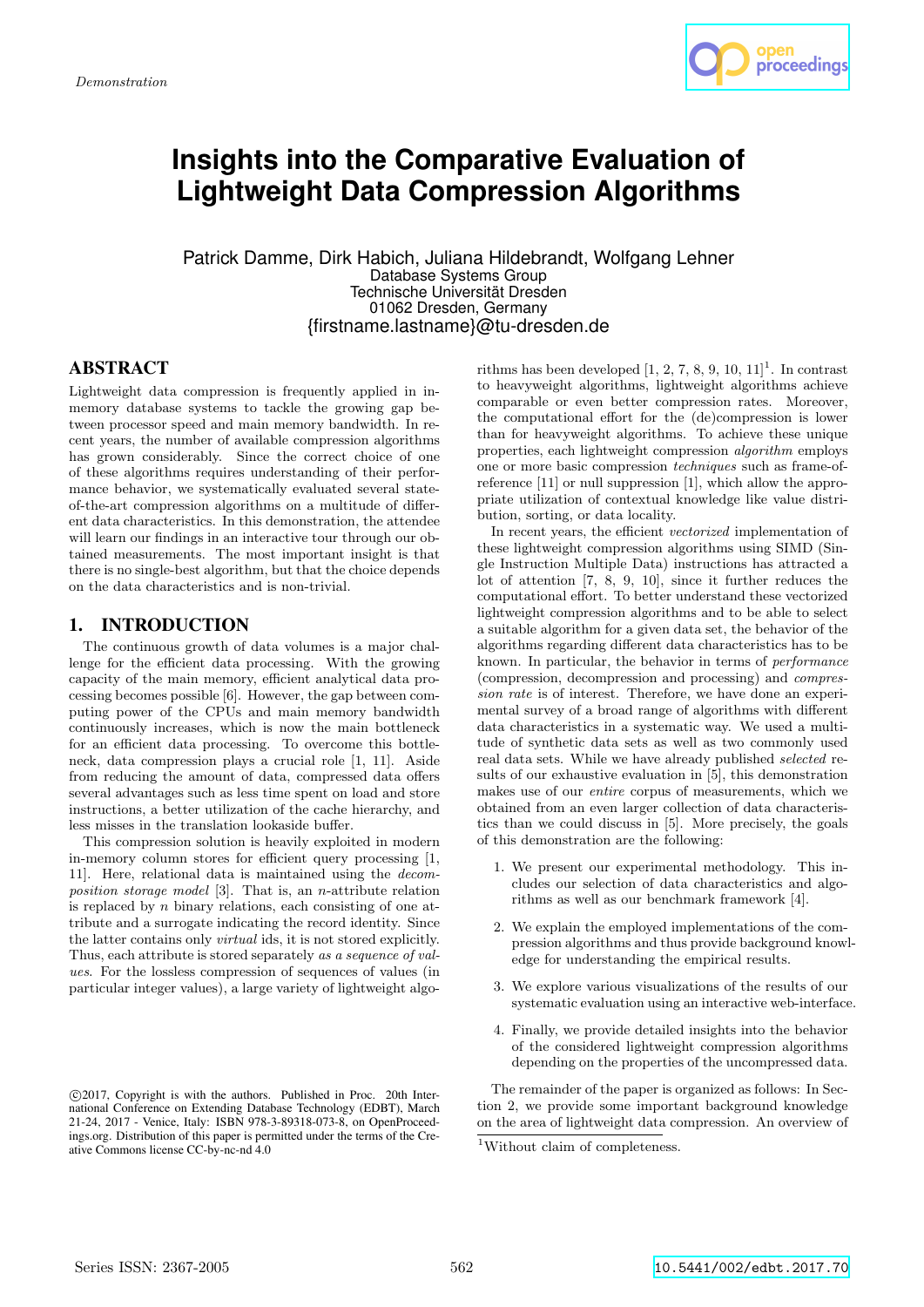# Insights into the Comparative Evaluation of Lightweight Data Compression Algorithms

Patrick Damme, Dirk Habich, Juliana Hildebrandt, Wolfgang Lehner
Database Systems Group
Technische Universität Dresden
01062 Dresden, Germany
{firstname.lastname}@tu-dresden.de

## ABSTRACT

Lightweight data compression is frequently applied in in-memory database systems to tackle the growing gap between processor speed and main memory bandwidth. In recent years, the number of available compression algorithms has grown considerably. Since the correct choice of one of these algorithms requires understanding of their performance behavior, we systematically evaluated several state-of-the-art compression algorithms on a multitude of different data characteristics. In this demonstration, the attendee will learn our findings in an interactive tour through our obtained measurements. The most important insight is that there is no single-best algorithm, but that the choice depends on the data characteristics and is non-trivial.

## 1. INTRODUCTION

The continuous growth of data volumes is a major challenge for the efficient data processing. With the growing capacity of the main memory, efficient analytical data processing becomes possible [6]. However, the gap between computing power of the CPUs and main memory bandwidth continuously increases, which is now the main bottleneck for an efficient data processing. To overcome this bottleneck, data compression plays a crucial role [1, 11]. Aside from reducing the amount of data, compressed data offers several advantages such as less time spent on load and store instructions, a better utilization of the cache hierarchy, and less misses in the translation lookaside buffer.

This compression solution is heavily exploited in modern in-memory column stores for efficient query processing [1, 11]. Here, relational data is maintained using the *decomposition storage model* [3]. That is, an *n*-attribute relation is replaced by *n* binary relations, each consisting of one attribute and a surrogate indicating the record identity. Since the latter contains only *virtual* ids, it is not stored explicitly. Thus, each attribute is stored separately *as a sequence of values*. For the lossless compression of sequences of values (in particular integer values), a large variety of lightweight algorithms has been developed [1, 2, 7, 8, 9, 10, 11][1]. In contrast to heavyweight algorithms, lightweight algorithms achieve comparable or even better compression rates. Moreover, the computational effort for the (de)compression is lower than for heavyweight algorithms. To achieve these unique properties, each lightweight compression *algorithm* employs one or more basic compression *techniques* such as frame-of-reference [11] or null suppression [1], which allow the appropriate utilization of contextual knowledge like value distribution, sorting, or data locality.

In recent years, the efficient *vectorized* implementation of these lightweight compression algorithms using SIMD (Single Instruction Multiple Data) instructions has attracted a lot of attention [7, 8, 9, 10], since it further reduces the computational effort. To better understand these vectorized lightweight compression algorithms and to be able to select a suitable algorithm for a given data set, the behavior of the algorithms regarding different data characteristics has to be known. In particular, the behavior in terms of *performance* (compression, decompression and processing) and *compression rate* is of interest. Therefore, we have done an experimental survey of a broad range of algorithms with different data characteristics in a systematic way. We used a multitude of synthetic data sets as well as two commonly used real data sets. While we have already published *selected* results of our exhaustive evaluation in [5], this demonstration makes use of our *entire* corpus of measurements, which we obtained from an even larger collection of data characteristics than we could discuss in [5]. More precisely, the goals of this demonstration are the following:

1. We present our experimental methodology. This includes our selection of data characteristics and algorithms as well as our benchmark framework [4].
2. We explain the employed implementations of the compression algorithms and thus provide background knowledge for understanding the empirical results.
3. We explore various visualizations of the results of our systematic evaluation using an interactive web-interface.
4. Finally, we provide detailed insights into the behavior of the considered lightweight compression algorithms depending on the properties of the uncompressed data.

The remainder of the paper is organized as follows: In Section 2, we provide some important background knowledge on the area of lightweight data compression. An overview of

[1] Without claim of completeness.

©2017, Copyright is with the authors. Published in Proc. 20th International Conference on Extending Database Technology (EDBT), March 21-24, 2017 - Venice, Italy: ISBN 978-3-89318-073-8, on OpenProceedings.org. Distribution of this paper is permitted under the terms of the Creative Commons license CC-by-nc-nd 4.0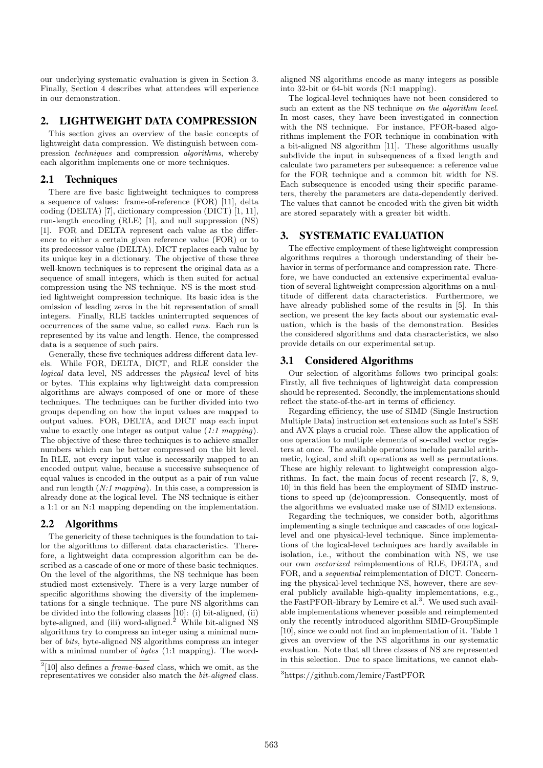our underlying systematic evaluation is given in Section 3. Finally, Section 4 describes what attendees will experience in our demonstration.

## 2. LIGHTWEIGHT DATA COMPRESSION

This section gives an overview of the basic concepts of lightweight data compression. We distinguish between compression *techniques* and compression *algorithms*, whereby each algorithm implements one or more techniques.

### 2.1 Techniques

There are five basic lightweight techniques to compress a sequence of values: frame-of-reference (FOR) [11], delta coding (DELTA) [7], dictionary compression (DICT) [1, 11], run-length encoding (RLE) [1], and null suppression (NS) [1]. FOR and DELTA represent each value as the difference to either a certain given reference value (FOR) or to its predecessor value (DELTA). DICT replaces each value by its unique key in a dictionary. The objective of these three well-known techniques is to represent the original data as a sequence of small integers, which is then suited for actual compression using the NS technique. NS is the most studied lightweight compression technique. Its basic idea is the omission of leading zeros in the bit representation of small integers. Finally, RLE tackles uninterrupted sequences of occurrences of the same value, so called *runs*. Each run is represented by its value and length. Hence, the compressed data is a sequence of such pairs.

Generally, these five techniques address different data levels. While FOR, DELTA, DICT, and RLE consider the *logical* data level, NS addresses the *physical* level of bits or bytes. This explains why lightweight data compression algorithms are always composed of one or more of these techniques. The techniques can be further divided into two groups depending on how the input values are mapped to output values. FOR, DELTA, and DICT map each input value to exactly one integer as output value (*1:1 mapping*). The objective of these three techniques is to achieve smaller numbers which can be better compressed on the bit level. In RLE, not every input value is necessarily mapped to an encoded output value, because a successive subsequence of equal values is encoded in the output as a pair of run value and run length (*N:1 mapping*). In this case, a compression is already done at the logical level. The NS technique is either a 1:1 or an N:1 mapping depending on the implementation.

### 2.2 Algorithms

The genericity of these techniques is the foundation to tailor the algorithms to different data characteristics. Therefore, a lightweight data compression algorithm can be described as a cascade of one or more of these basic techniques. On the level of the algorithms, the NS technique has been studied most extensively. There is a very large number of specific algorithms showing the diversity of the implementations for a single technique. The pure NS algorithms can be divided into the following classes [10]: (i) bit-aligned, (ii) byte-aligned, and (iii) word-aligned.[2] While bit-aligned NS algorithms try to compress an integer using a minimal number of *bits*, byte-aligned NS algorithms compress an integer with a minimal number of *bytes* (1:1 mapping). The word-aligned NS algorithms encode as many integers as possible into 32-bit or 64-bit words (N:1 mapping).

The logical-level techniques have not been considered to such an extent as the NS technique *on the algorithm level*. In most cases, they have been investigated in connection with the NS technique. For instance, PFOR-based algorithms implement the FOR technique in combination with a bit-aligned NS algorithm [11]. These algorithms usually subdivide the input in subsequences of a fixed length and calculate two parameters per subsequence: a reference value for the FOR technique and a common bit width for NS. Each subsequence is encoded using their specific parameters, thereby the parameters are data-dependently derived. The values that cannot be encoded with the given bit width are stored separately with a greater bit width.

## 3. SYSTEMATIC EVALUATION

The effective employment of these lightweight compression algorithms requires a thorough understanding of their behavior in terms of performance and compression rate. Therefore, we have conducted an extensive experimental evaluation of several lightweight compression algorithms on a multitude of different data characteristics. Furthermore, we have already published some of the results in [5]. In this section, we present the key facts about our systematic evaluation, which is the basis of the demonstration. Besides the considered algorithms and data characteristics, we also provide details on our experimental setup.

### 3.1 Considered Algorithms

Our selection of algorithms follows two principal goals: Firstly, all five techniques of lightweight data compression should be represented. Secondly, the implementations should reflect the state-of-the-art in terms of efficiency.

Regarding efficiency, the use of SIMD (Single Instruction Multiple Data) instruction set extensions such as Intel's SSE and AVX plays a crucial role. These allow the application of one operation to multiple elements of so-called vector registers at once. The available operations include parallel arithmetic, logical, and shift operations as well as permutations. These are highly relevant to lightweight compression algorithms. In fact, the main focus of recent research [7, 8, 9, 10] in this field has been the employment of SIMD instructions to speed up (de)compression. Consequently, most of the algorithms we evaluated make use of SIMD extensions.

Regarding the techniques, we consider both, algorithms implementing a single technique and cascades of one logical-level and one physical-level technique. Since implementations of the logical-level techniques are hardly available in isolation, i.e., without the combination with NS, we use our own *vectorized* reimplementations of RLE, DELTA, and FOR, and a *sequential* reimplementation of DICT. Concerning the physical-level technique NS, however, there are several publicly available high-quality implementations, e.g., the FastPFOR-library by Lemire et al.[3]. We used such available implementations whenever possible and reimplemented only the recently introduced algorithm SIMD-GroupSimple [10], since we could not find an implementation of it. Table 1 gives an overview of the NS algorithms in our systematic evaluation. Note that all three classes of NS are represented in this selection. Due to space limitations, we cannot elab-

[2] [10] also defines a *frame-based* class, which we omit, as the representatives we consider also match the *bit-aligned* class.

[3] https://github.com/lemire/FastPFOR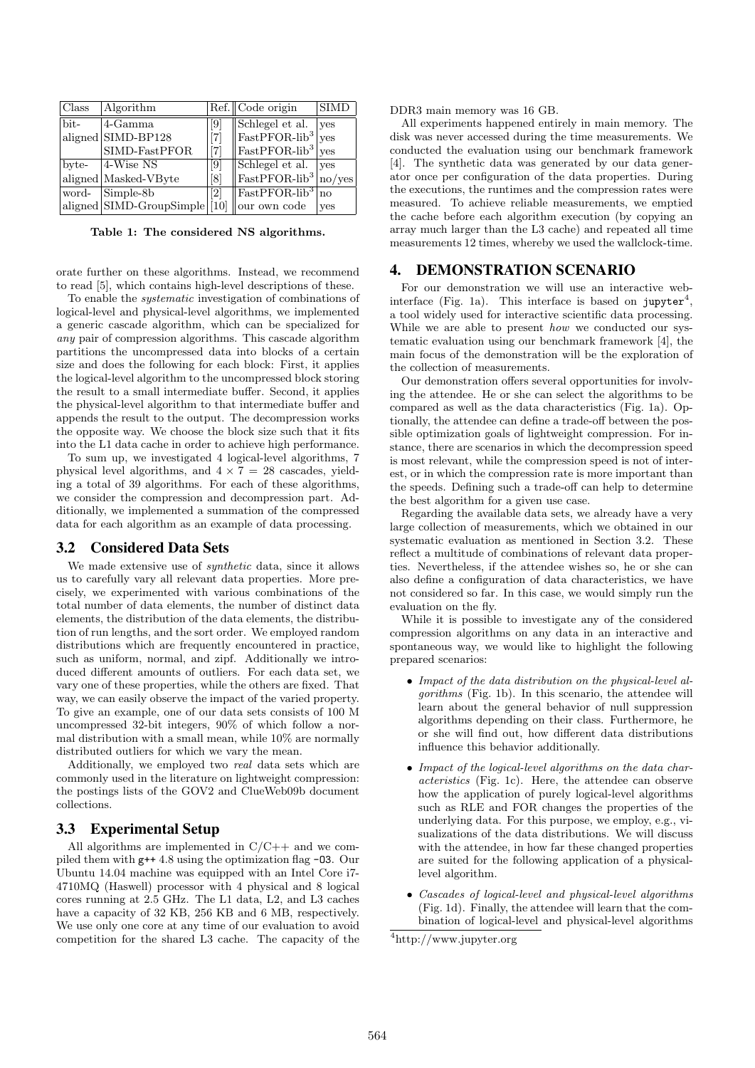| Class | Algorithm | Ref. | Code origin | SIMD |
|---|---|---|---|---|
| bit-aligned | 4-Gamma | [9] | Schlegel et al. | yes |
| | SIMD-BP128 | [7] | FastPFOR-lib[3] | yes |
| | SIMD-FastPFOR | [7] | FastPFOR-lib[3] | yes |
| byte-aligned | 4-Wise NS | [9] | Schlegel et al. | yes |
| | Masked-VByte | [8] | FastPFOR-lib[3] | no/yes |
| word-aligned | Simple-8b | [2] | FastPFOR-lib[3] | no |
| | SIMD-GroupSimple | [10] | our own code | yes |

**Table 1: The considered NS algorithms.**

orate further on these algorithms. Instead, we recommend to read [5], which contains high-level descriptions of these.

To enable the *systematic* investigation of combinations of logical-level and physical-level algorithms, we implemented a generic cascade algorithm, which can be specialized for *any* pair of compression algorithms. This cascade algorithm partitions the uncompressed data into blocks of a certain size and does the following for each block: First, it applies the logical-level algorithm to the uncompressed block storing the result to a small intermediate buffer. Second, it applies the physical-level algorithm to that intermediate buffer and appends the result to the output. The decompression works the opposite way. We choose the block size such that it fits into the L1 data cache in order to achieve high performance.

To sum up, we investigated 4 logical-level algorithms, 7 physical level algorithms, and $4 \times 7 = 28$ cascades, yielding a total of 39 algorithms. For each of these algorithms, we consider the compression and decompression part. Additionally, we implemented a summation of the compressed data for each algorithm as an example of data processing.

## 3.2 Considered Data Sets

We made extensive use of *synthetic* data, since it allows us to carefully vary all relevant data properties. More precisely, we experimented with various combinations of the total number of data elements, the number of distinct data elements, the distribution of the data elements, the distribution of run lengths, and the sort order. We employed random distributions which are frequently encountered in practice, such as uniform, normal, and zipf. Additionally we introduced different amounts of outliers. For each data set, we vary one of these properties, while the others are fixed. That way, we can easily observe the impact of the varied property. To give an example, one of our data sets consists of 100 M uncompressed 32-bit integers, 90% of which follow a normal distribution with a small mean, while 10% are normally distributed outliers for which we vary the mean.

Additionally, we employed two *real* data sets which are commonly used in the literature on lightweight compression: the postings lists of the GOV2 and ClueWeb09b document collections.

## 3.3 Experimental Setup

All algorithms are implemented in C/C++ and we compiled them with `g++` 4.8 using the optimization flag `-O3`. Our Ubuntu 14.04 machine was equipped with an Intel Core i7-4710MQ (Haswell) processor with 4 physical and 8 logical cores running at 2.5 GHz. The L1 data, L2, and L3 caches have a capacity of 32 KB, 256 KB and 6 MB, respectively. We use only one core at any time of our evaluation to avoid competition for the shared L3 cache. The capacity of the DDR3 main memory was 16 GB.

All experiments happened entirely in main memory. The disk was never accessed during the time measurements. We conducted the evaluation using our benchmark framework [4]. The synthetic data was generated by our data generator once per configuration of the data properties. During the executions, the runtimes and the compression rates were measured. To achieve reliable measurements, we emptied the cache before each algorithm execution (by copying an array much larger than the L3 cache) and repeated all time measurements 12 times, whereby we used the wallclock-time.

# 4. DEMONSTRATION SCENARIO

For our demonstration we will use an interactive web-interface (Fig. 1a). This interface is based on `jupyter`[4], a tool widely used for interactive scientific data processing. While we are able to present *how* we conducted our systematic evaluation using our benchmark framework [4], the main focus of the demonstration will be the exploration of the collection of measurements.

Our demonstration offers several opportunities for involving the attendee. He or she can select the algorithms to be compared as well as the data characteristics (Fig. 1a). Optionally, the attendee can define a trade-off between the possible optimization goals of lightweight compression. For instance, there are scenarios in which the decompression speed is most relevant, while the compression speed is not of interest, or in which the compression rate is more important than the speeds. Defining such a trade-off can help to determine the best algorithm for a given use case.

Regarding the available data sets, we already have a very large collection of measurements, which we obtained in our systematic evaluation as mentioned in Section 3.2. These reflect a multitude of combinations of relevant data properties. Nevertheless, if the attendee wishes so, he or she can also define a configuration of data characteristics, we have not considered so far. In this case, we would simply run the evaluation on the fly.

While it is possible to investigate any of the considered compression algorithms on any data in an interactive and spontaneous way, we would like to highlight the following prepared scenarios:

- *Impact of the data distribution on the physical-level algorithms* (Fig. 1b). In this scenario, the attendee will learn about the general behavior of null suppression algorithms depending on their class. Furthermore, he or she will find out, how different data distributions influence this behavior additionally.
- *Impact of the logical-level algorithms on the data characteristics* (Fig. 1c). Here, the attendee can observe how the application of purely logical-level algorithms such as RLE and FOR changes the properties of the underlying data. For this purpose, we employ, e.g., visualizations of the data distributions. We will discuss with the attendee, in how far these changed properties are suited for the following application of a physical-level algorithm.
- *Cascades of logical-level and physical-level algorithms* (Fig. 1d). Finally, the attendee will learn that the combination of logical-level and physical-level algorithms

[4]http://www.jupyter.org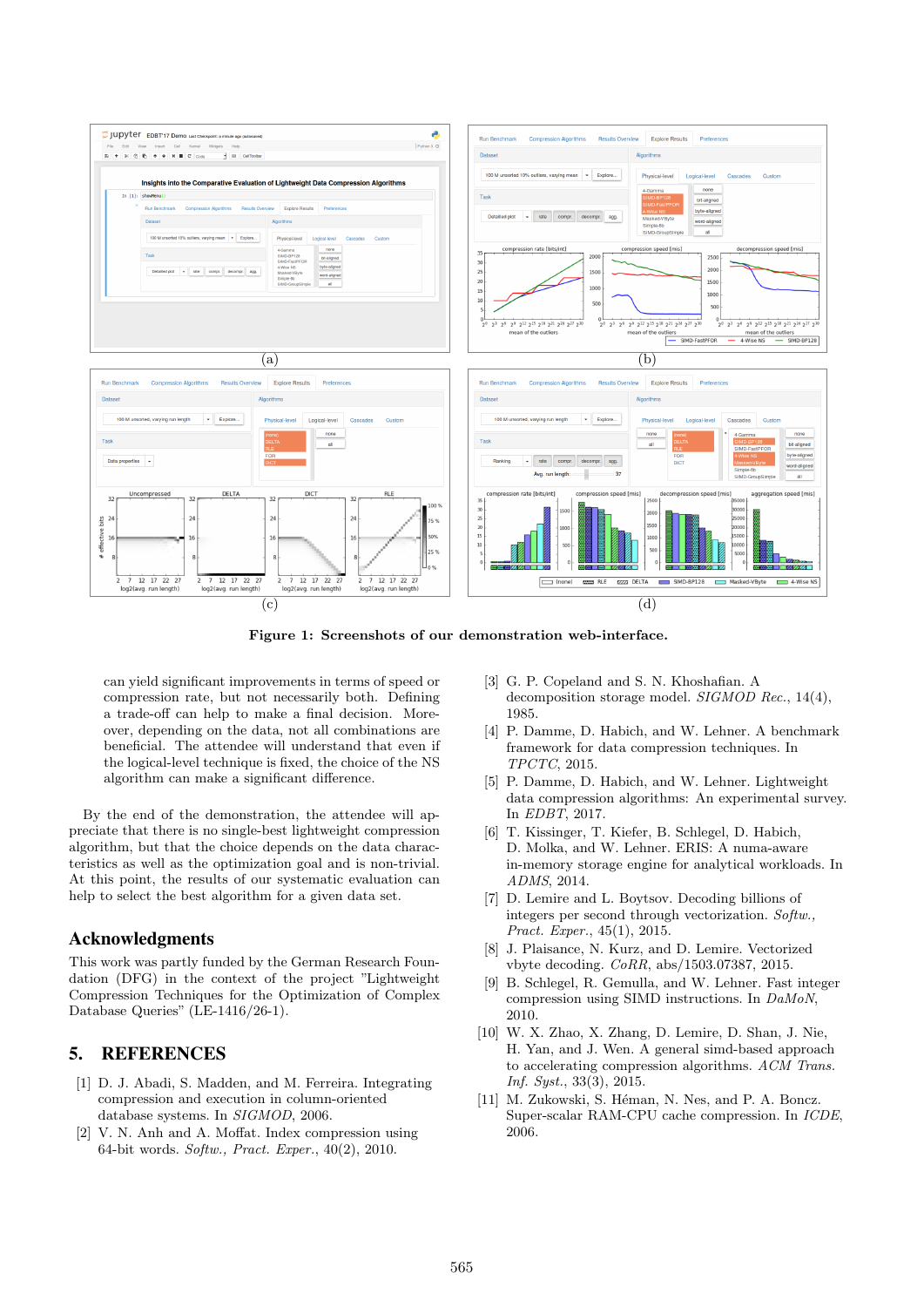(a)

(b)

(c)

(d)

**Figure 1: Screenshots of our demonstration web-interface.**

can yield significant improvements in terms of speed or compression rate, but not necessarily both. Defining a trade-off can help to make a final decision. Moreover, depending on the data, not all combinations are beneficial. The attendee will understand that even if the logical-level technique is fixed, the choice of the NS algorithm can make a significant difference.

By the end of the demonstration, the attendee will appreciate that there is no single-best lightweight compression algorithm, but that the choice depends on the data characteristics as well as the optimization goal and is non-trivial. At this point, the results of our systematic evaluation can help to select the best algorithm for a given data set.

## Acknowledgments

This work was partly funded by the German Research Foundation (DFG) in the context of the project "Lightweight Compression Techniques for the Optimization of Complex Database Queries" (LE-1416/26-1).

## 5. REFERENCES

[1] D. J. Abadi, S. Madden, and M. Ferreira. Integrating compression and execution in column-oriented database systems. In *SIGMOD*, 2006.

[2] V. N. Anh and A. Moffat. Index compression using 64-bit words. *Softw., Pract. Exper.*, 40(2), 2010.

[3] G. P. Copeland and S. N. Khoshafian. A decomposition storage model. *SIGMOD Rec.*, 14(4), 1985.

[4] P. Damme, D. Habich, and W. Lehner. A benchmark framework for data compression techniques. In *TPCTC*, 2015.

[5] P. Damme, D. Habich, and W. Lehner. Lightweight data compression algorithms: An experimental survey. In *EDBT*, 2017.

[6] T. Kissinger, T. Kiefer, B. Schlegel, D. Habich, D. Molka, and W. Lehner. ERIS: A numa-aware in-memory storage engine for analytical workloads. In *ADMS*, 2014.

[7] D. Lemire and L. Boytsov. Decoding billions of integers per second through vectorization. *Softw., Pract. Exper.*, 45(1), 2015.

[8] J. Plaisance, N. Kurz, and D. Lemire. Vectorized vbyte decoding. *CoRR*, abs/1503.07387, 2015.

[9] B. Schlegel, R. Gemulla, and W. Lehner. Fast integer compression using SIMD instructions. In *DaMoN*, 2010.

[10] W. X. Zhao, X. Zhang, D. Lemire, D. Shan, J. Nie, H. Yan, and J. Wen. A general simd-based approach to accelerating compression algorithms. *ACM Trans. Inf. Syst.*, 33(3), 2015.

[11] M. Zukowski, S. Héman, N. Nes, and P. A. Boncz. Super-scalar RAM-CPU cache compression. In *ICDE*, 2006.